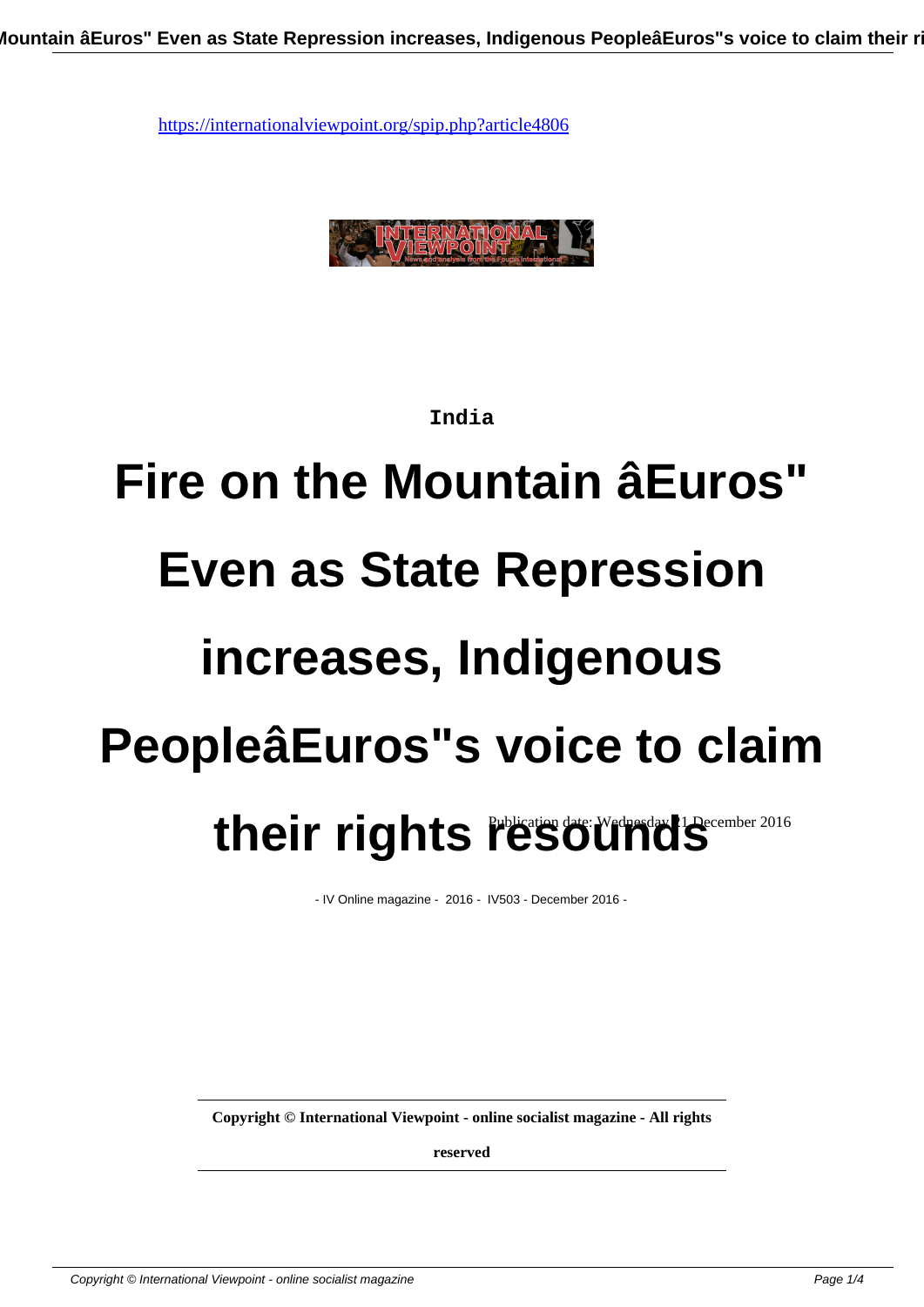https://internationalviewpoint.org/spip.php?article4806

India

# Fire on the Mountain âEuros" Even as State Repression increases, Indigenous PeopleâEuros"s voice to claim their rights resounds

Publication date: Wednesday 21 December 2016

- IV Online magazine - 2016 - IV503 - December 2016 -

**Copyright © International Viewpoint - online socialist magazine - All rights reserved**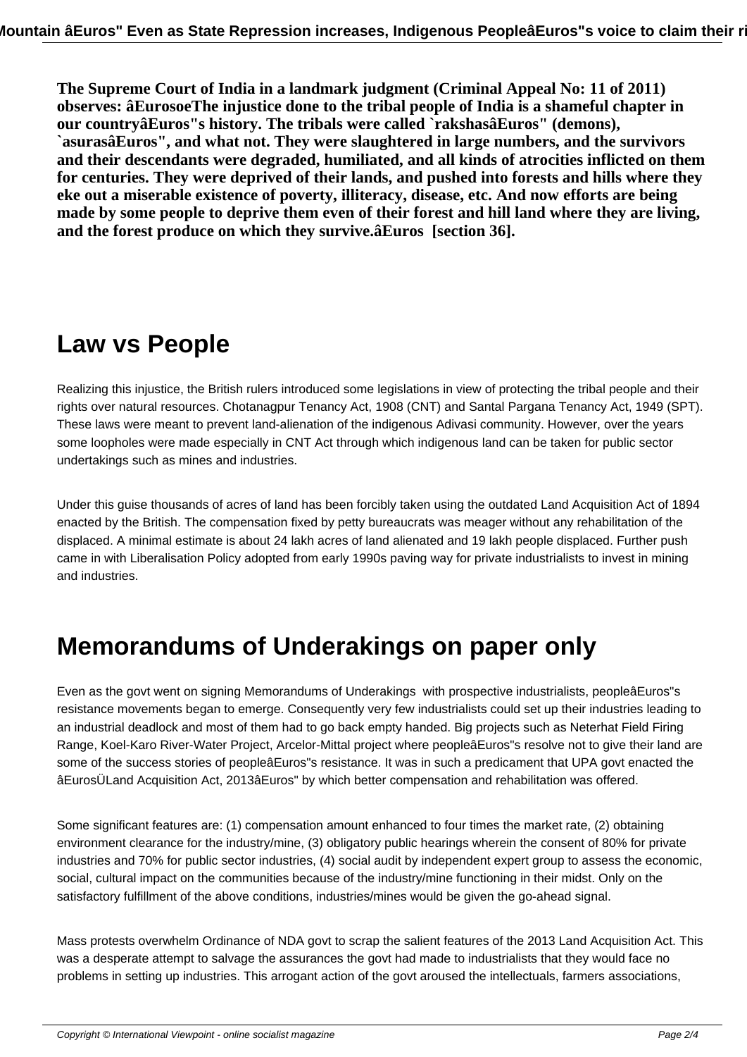**The Supreme Court of India in a landmark judgment (Criminal Appeal No: 11 of 2011) observes: âEurosoeThe injustice done to the tribal people of India is a shameful chapter in our countryâEuros"s history. The tribals were called `rakshasâEuros" (demons), `asurasâEuros", and what not. They were slaughtered in large numbers, and the survivors and their descendants were degraded, humiliated, and all kinds of atrocities inflicted on them for centuries. They were deprived of their lands, and pushed into forests and hills where they eke out a miserable existence of poverty, illiteracy, disease, etc. And now efforts are being made by some people to deprive them even of their forest and hill land where they are living, and the forest produce on which they survive.âEuros  [section 36].**

## Law vs People

Realizing this injustice, the British rulers introduced some legislations in view of protecting the tribal people and their rights over natural resources. Chotanagpur Tenancy Act, 1908 (CNT) and Santal Pargana Tenancy Act, 1949 (SPT). These laws were meant to prevent land-alienation of the indigenous Adivasi community. However, over the years some loopholes were made especially in CNT Act through which indigenous land can be taken for public sector undertakings such as mines and industries.

Under this guise thousands of acres of land has been forcibly taken using the outdated Land Acquisition Act of 1894 enacted by the British. The compensation fixed by petty bureaucrats was meager without any rehabilitation of the displaced. A minimal estimate is about 24 lakh acres of land alienated and 19 lakh people displaced. Further push came in with Liberalisation Policy adopted from early 1990s paving way for private industrialists to invest in mining and industries.

## Memorandums of Underakings on paper only

Even as the govt went on signing Memorandums of Underakings  with prospective industrialists, peopleâEuros"s resistance movements began to emerge. Consequently very few industrialists could set up their industries leading to an industrial deadlock and most of them had to go back empty handed. Big projects such as Neterhat Field Firing Range, Koel-Karo River-Water Project, Arcelor-Mittal project where peopleâEuros"s resolve not to give their land are some of the success stories of peopleâEuros"s resistance. It was in such a predicament that UPA govt enacted the âEurosÜLand Acquisition Act, 2013âEuros" by which better compensation and rehabilitation was offered.

Some significant features are: (1) compensation amount enhanced to four times the market rate, (2) obtaining environment clearance for the industry/mine, (3) obligatory public hearings wherein the consent of 80% for private industries and 70% for public sector industries, (4) social audit by independent expert group to assess the economic, social, cultural impact on the communities because of the industry/mine functioning in their midst. Only on the satisfactory fulfillment of the above conditions, industries/mines would be given the go-ahead signal.

Mass protests overwhelm Ordinance of NDA govt to scrap the salient features of the 2013 Land Acquisition Act. This was a desperate attempt to salvage the assurances the govt had made to industrialists that they would face no problems in setting up industries. This arrogant action of the govt aroused the intellectuals, farmers associations,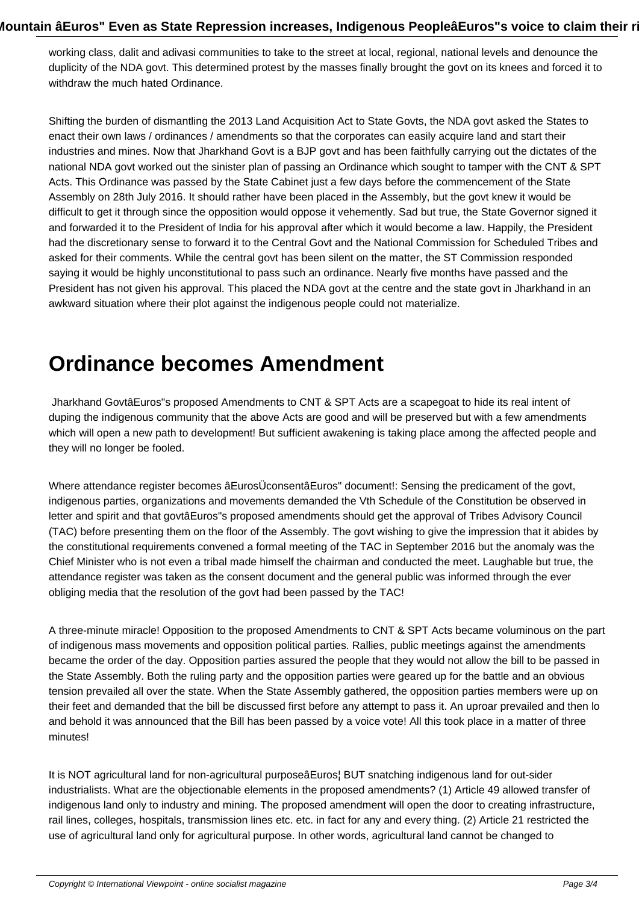working class, dalit and adivasi communities to take to the street at local, regional, national levels and denounce the duplicity of the NDA govt. This determined protest by the masses finally brought the govt on its knees and forced it to withdraw the much hated Ordinance.

Shifting the burden of dismantling the 2013 Land Acquisition Act to State Govts, the NDA govt asked the States to enact their own laws / ordinances / amendments so that the corporates can easily acquire land and start their industries and mines. Now that Jharkhand Govt is a BJP govt and has been faithfully carrying out the dictates of the national NDA govt worked out the sinister plan of passing an Ordinance which sought to tamper with the CNT & SPT Acts. This Ordinance was passed by the State Cabinet just a few days before the commencement of the State Assembly on 28th July 2016. It should rather have been placed in the Assembly, but the govt knew it would be difficult to get it through since the opposition would oppose it vehemently. Sad but true, the State Governor signed it and forwarded it to the President of India for his approval after which it would become a law. Happily, the President had the discretionary sense to forward it to the Central Govt and the National Commission for Scheduled Tribes and asked for their comments. While the central govt has been silent on the matter, the ST Commission responded saying it would be highly unconstitutional to pass such an ordinance. Nearly five months have passed and the President has not given his approval. This placed the NDA govt at the centre and the state govt in Jharkhand in an awkward situation where their plot against the indigenous people could not materialize.

# Ordinance becomes Amendment

Jharkhand GovtâEuros"s proposed Amendments to CNT & SPT Acts are a scapegoat to hide its real intent of duping the indigenous community that the above Acts are good and will be preserved but with a few amendments which will open a new path to development! But sufficient awakening is taking place among the affected people and they will no longer be fooled.

Where attendance register becomes âEurosÜconsentâEuros" document!: Sensing the predicament of the govt, indigenous parties, organizations and movements demanded the Vth Schedule of the Constitution be observed in letter and spirit and that govtâEuros"s proposed amendments should get the approval of Tribes Advisory Council (TAC) before presenting them on the floor of the Assembly. The govt wishing to give the impression that it abides by the constitutional requirements convened a formal meeting of the TAC in September 2016 but the anomaly was the Chief Minister who is not even a tribal made himself the chairman and conducted the meet. Laughable but true, the attendance register was taken as the consent document and the general public was informed through the ever obliging media that the resolution of the govt had been passed by the TAC!

A three-minute miracle! Opposition to the proposed Amendments to CNT & SPT Acts became voluminous on the part of indigenous mass movements and opposition political parties. Rallies, public meetings against the amendments became the order of the day. Opposition parties assured the people that they would not allow the bill to be passed in the State Assembly. Both the ruling party and the opposition parties were geared up for the battle and an obvious tension prevailed all over the state. When the State Assembly gathered, the opposition parties members were up on their feet and demanded that the bill be discussed first before any attempt to pass it. An uproar prevailed and then lo and behold it was announced that the Bill has been passed by a voice vote! All this took place in a matter of three minutes!

It is NOT agricultural land for non-agricultural purposeâEuros¦ BUT snatching indigenous land for out-sider industrialists. What are the objectionable elements in the proposed amendments? (1) Article 49 allowed transfer of indigenous land only to industry and mining. The proposed amendment will open the door to creating infrastructure, rail lines, colleges, hospitals, transmission lines etc. etc. in fact for any and every thing. (2) Article 21 restricted the use of agricultural land only for agricultural purpose. In other words, agricultural land cannot be changed to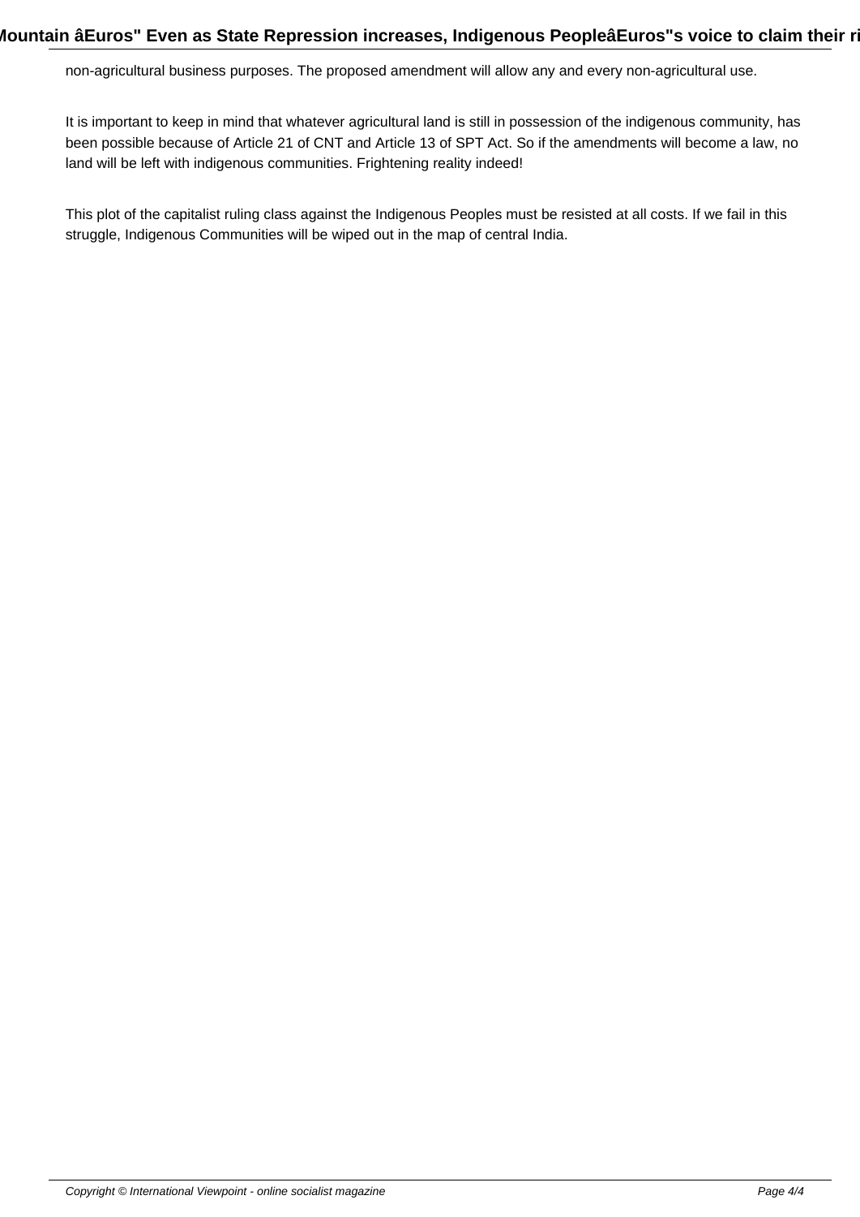non-agricultural business purposes. The proposed amendment will allow any and every non-agricultural use.

It is important to keep in mind that whatever agricultural land is still in possession of the indigenous community, has been possible because of Article 21 of CNT and Article 13 of SPT Act. So if the amendments will become a law, no land will be left with indigenous communities. Frightening reality indeed!

This plot of the capitalist ruling class against the Indigenous Peoples must be resisted at all costs. If we fail in this struggle, Indigenous Communities will be wiped out in the map of central India.